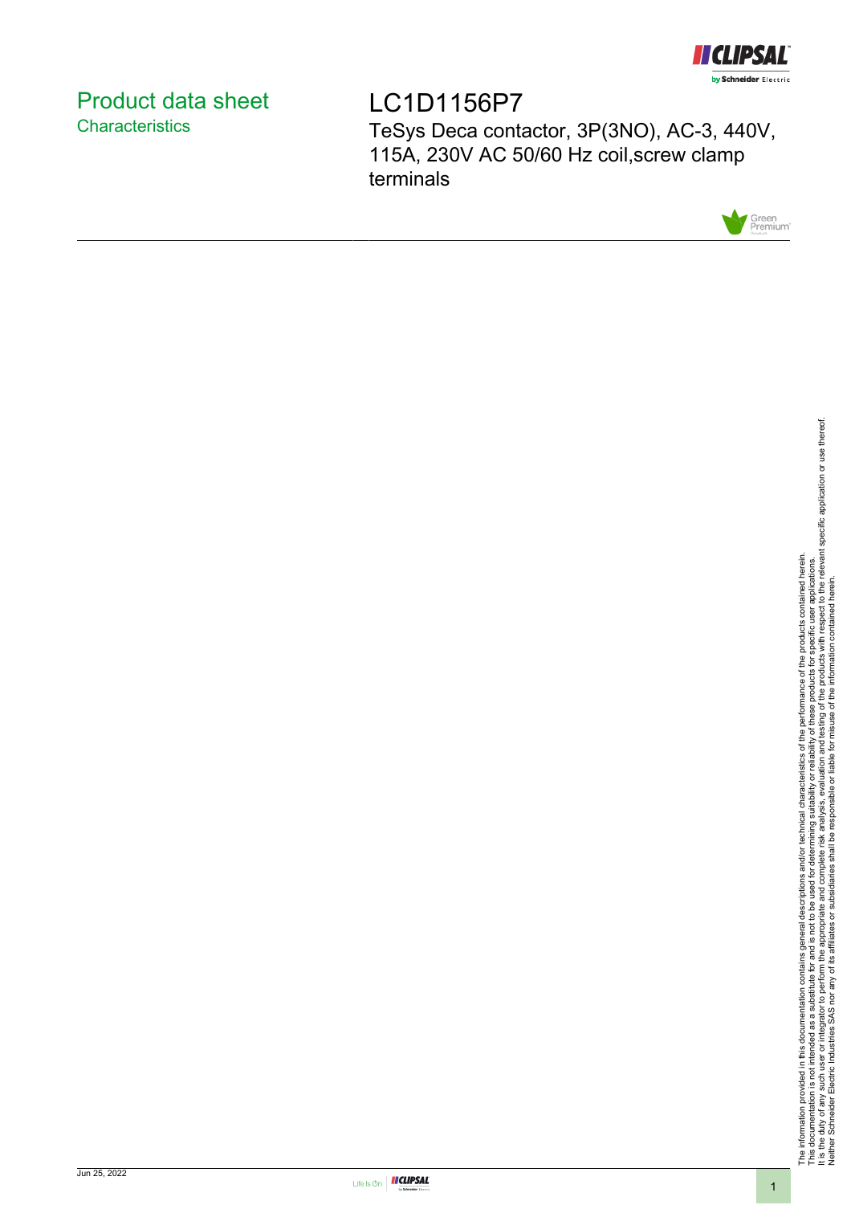# Product data sheet

## Characteristics

# LC1D1156P7

TeSys Deca contactor, 3P(3NO), AC-3, 440V, 115A, 230V AC 50/60 Hz coil,screw clamp terminals

The information provided in this documentation contains general descriptions and/or technical characteristics of the performance of the products contained herein.
This documentation is not intended as a substitute for and is not to be used for determining suitability or reliability of these products for specific user applications.
It is the duty of any such user or integrator to perform the appropriate and complete risk analysis, evaluation and testing of the products with respect to the relevant specific application or use thereof.
Neither Schneider Electric Industries SAS nor any of its affiliates or subsidiaries shall be responsible or liable for misuse of the information contained herein.

Jun 25, 2022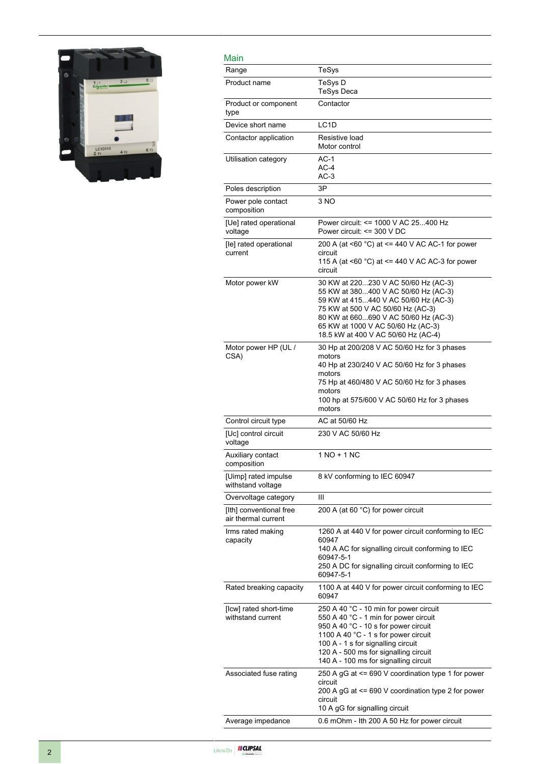## Main

| | |
|---|---|
| Range | TeSys |
| Product name | TeSys D<br>TeSys Deca |
| Product or component type | Contactor |
| Device short name | LC1D |
| Contactor application | Resistive load<br>Motor control |
| Utilisation category | AC-1<br>AC-4<br>AC-3 |
| Poles description | 3P |
| Power pole contact composition | 3 NO |
| [Ue] rated operational voltage | Power circuit: <= 1000 V AC 25...400 Hz<br>Power circuit: <= 300 V DC |
| [Ie] rated operational current | 200 A (at <60 °C) at <= 440 V AC AC-1 for power circuit<br>115 A (at <60 °C) at <= 440 V AC AC-3 for power circuit |
| Motor power kW | 30 KW at 220...230 V AC 50/60 Hz (AC-3)<br>55 KW at 380...400 V AC 50/60 Hz (AC-3)<br>59 KW at 415...440 V AC 50/60 Hz (AC-3)<br>75 KW at 500 V AC 50/60 Hz (AC-3)<br>80 KW at 660...690 V AC 50/60 Hz (AC-3)<br>65 KW at 1000 V AC 50/60 Hz (AC-3)<br>18.5 kW at 400 V AC 50/60 Hz (AC-4) |
| Motor power HP (UL / CSA) | 30 Hp at 200/208 V AC 50/60 Hz for 3 phases motors<br>40 Hp at 230/240 V AC 50/60 Hz for 3 phases motors<br>75 Hp at 460/480 V AC 50/60 Hz for 3 phases motors<br>100 hp at 575/600 V AC 50/60 Hz for 3 phases motors |
| Control circuit type | AC at 50/60 Hz |
| [Uc] control circuit voltage | 230 V AC 50/60 Hz |
| Auxiliary contact composition | 1 NO + 1 NC |
| [Uimp] rated impulse withstand voltage | 8 kV conforming to IEC 60947 |
| Overvoltage category | III |
| [Ith] conventional free air thermal current | 200 A (at 60 °C) for power circuit |
| Irms rated making capacity | 1260 A at 440 V for power circuit conforming to IEC 60947<br>140 A AC for signalling circuit conforming to IEC 60947-5-1<br>250 A DC for signalling circuit conforming to IEC 60947-5-1 |
| Rated breaking capacity | 1100 A at 440 V for power circuit conforming to IEC 60947 |
| [Icw] rated short-time withstand current | 250 A 40 °C - 10 min for power circuit<br>550 A 40 °C - 1 min for power circuit<br>950 A 40 °C - 10 s for power circuit<br>1100 A 40 °C - 1 s for power circuit<br>100 A - 1 s for signalling circuit<br>120 A - 500 ms for signalling circuit<br>140 A - 100 ms for signalling circuit |
| Associated fuse rating | 250 A gG at <= 690 V coordination type 1 for power circuit<br>200 A gG at <= 690 V coordination type 2 for power circuit<br>10 A gG for signalling circuit |
| Average impedance | 0.6 mOhm - Ith 200 A 50 Hz for power circuit |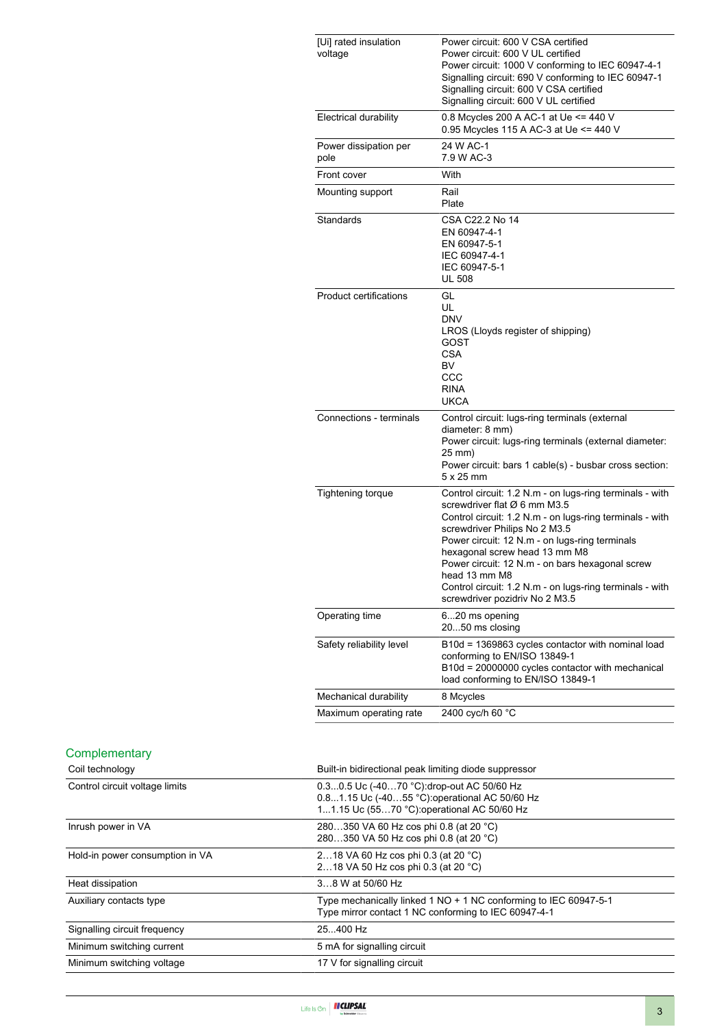| | |
|---|---|
| [Ui] rated insulation voltage | Power circuit: 600 V CSA certified<br>Power circuit: 600 V UL certified<br>Power circuit: 1000 V conforming to IEC 60947-4-1<br>Signalling circuit: 690 V conforming to IEC 60947-1<br>Signalling circuit: 600 V CSA certified<br>Signalling circuit: 600 V UL certified |
| Electrical durability | 0.8 Mcycles 200 A AC-1 at Ue <= 440 V<br>0.95 Mcycles 115 A AC-3 at Ue <= 440 V |
| Power dissipation per pole | 24 W AC-1<br>7.9 W AC-3 |
| Front cover | With |
| Mounting support | Rail<br>Plate |
| Standards | CSA C22.2 No 14<br>EN 60947-4-1<br>EN 60947-5-1<br>IEC 60947-4-1<br>IEC 60947-5-1<br>UL 508 |
| Product certifications | GL<br>UL<br>DNV<br>LROS (Lloyds register of shipping)<br>GOST<br>CSA<br>BV<br>CCC<br>RINA<br>UKCA |
| Connections - terminals | Control circuit: lugs-ring terminals (external diameter: 8 mm)<br>Power circuit: lugs-ring terminals (external diameter: 25 mm)<br>Power circuit: bars 1 cable(s) - busbar cross section: 5 x 25 mm |
| Tightening torque | Control circuit: 1.2 N.m - on lugs-ring terminals - with screwdriver flat Ø 6 mm M3.5<br>Control circuit: 1.2 N.m - on lugs-ring terminals - with screwdriver Philips No 2 M3.5<br>Power circuit: 12 N.m - on lugs-ring terminals hexagonal screw head 13 mm M8<br>Power circuit: 12 N.m - on bars hexagonal screw head 13 mm M8<br>Control circuit: 1.2 N.m - on lugs-ring terminals - with screwdriver pozidriv No 2 M3.5 |
| Operating time | 6...20 ms opening<br>20...50 ms closing |
| Safety reliability level | B10d = 1369863 cycles contactor with nominal load conforming to EN/ISO 13849-1<br>B10d = 20000000 cycles contactor with mechanical load conforming to EN/ISO 13849-1 |
| Mechanical durability | 8 Mcycles |
| Maximum operating rate | 2400 cyc/h 60 °C |

## Complementary

| | |
|---|---|
| Coil technology | Built-in bidirectional peak limiting diode suppressor |
| Control circuit voltage limits | 0.3...0.5 Uc (-40…70 °C):drop-out AC 50/60 Hz<br>0.8...1.15 Uc (-40…55 °C):operational AC 50/60 Hz<br>1...1.15 Uc (55…70 °C):operational AC 50/60 Hz |
| Inrush power in VA | 280…350 VA 60 Hz cos phi 0.8 (at 20 °C)<br>280…350 VA 50 Hz cos phi 0.8 (at 20 °C) |
| Hold-in power consumption in VA | 2…18 VA 60 Hz cos phi 0.3 (at 20 °C)<br>2…18 VA 50 Hz cos phi 0.3 (at 20 °C) |
| Heat dissipation | 3…8 W at 50/60 Hz |
| Auxiliary contacts type | Type mechanically linked 1 NO + 1 NC conforming to IEC 60947-5-1<br>Type mirror contact 1 NC conforming to IEC 60947-4-1 |
| Signalling circuit frequency | 25...400 Hz |
| Minimum switching current | 5 mA for signalling circuit |
| Minimum switching voltage | 17 V for signalling circuit |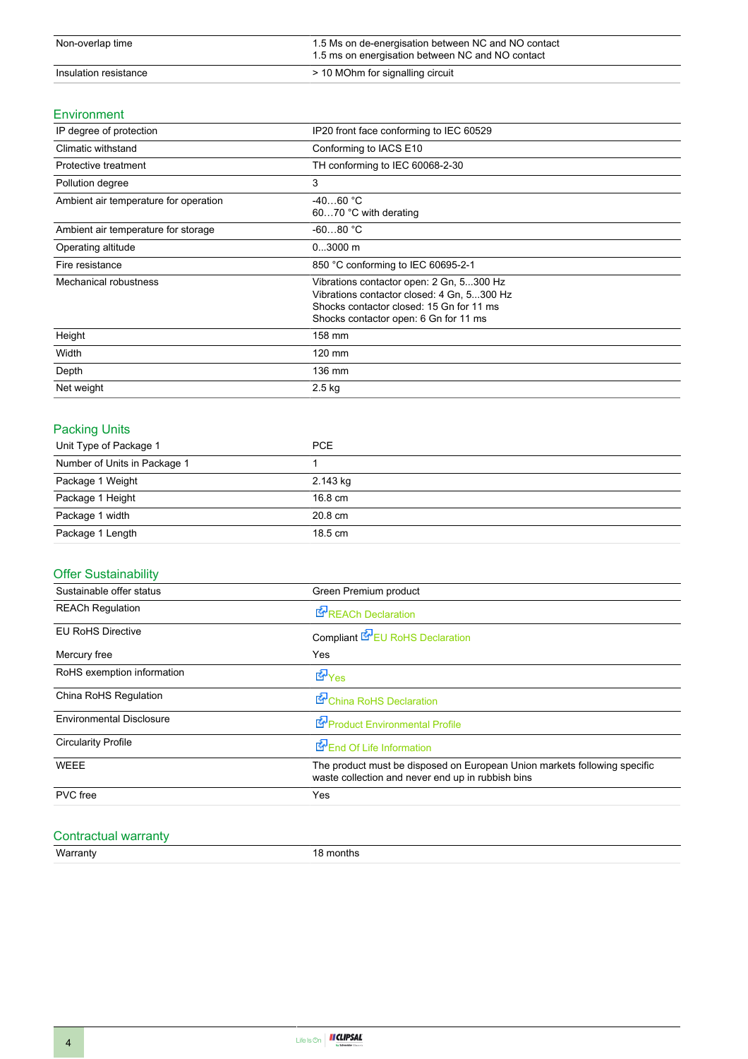| | |
|---|---|
| Non-overlap time | 1.5 Ms on de-energisation between NC and NO contact<br>1.5 ms on energisation between NC and NO contact |
| Insulation resistance | > 10 MOhm for signalling circuit |

## Environment

| | |
|---|---|
| IP degree of protection | IP20 front face conforming to IEC 60529 |
| Climatic withstand | Conforming to IACS E10 |
| Protective treatment | TH conforming to IEC 60068-2-30 |
| Pollution degree | 3 |
| Ambient air temperature for operation | -40…60 °C<br>60…70 °C with derating |
| Ambient air temperature for storage | -60…80 °C |
| Operating altitude | 0...3000 m |
| Fire resistance | 850 °C conforming to IEC 60695-2-1 |
| Mechanical robustness | Vibrations contactor open: 2 Gn, 5...300 Hz<br>Vibrations contactor closed: 4 Gn, 5...300 Hz<br>Shocks contactor closed: 15 Gn for 11 ms<br>Shocks contactor open: 6 Gn for 11 ms |
| Height | 158 mm |
| Width | 120 mm |
| Depth | 136 mm |
| Net weight | 2.5 kg |

## Packing Units

| | |
|---|---|
| Unit Type of Package 1 | PCE |
| Number of Units in Package 1 | 1 |
| Package 1 Weight | 2.143 kg |
| Package 1 Height | 16.8 cm |
| Package 1 width | 20.8 cm |
| Package 1 Length | 18.5 cm |

## Offer Sustainability

| | |
|---|---|
| Sustainable offer status | Green Premium product |
| REACh Regulation | REACh Declaration |
| EU RoHS Directive | Compliant EU RoHS Declaration |
| Mercury free | Yes |
| RoHS exemption information | Yes |
| China RoHS Regulation | China RoHS Declaration |
| Environmental Disclosure | Product Environmental Profile |
| Circularity Profile | End Of Life Information |
| WEEE | The product must be disposed on European Union markets following specific waste collection and never end up in rubbish bins |
| PVC free | Yes |

## Contractual warranty

| | |
|---|---|
| Warranty | 18 months |